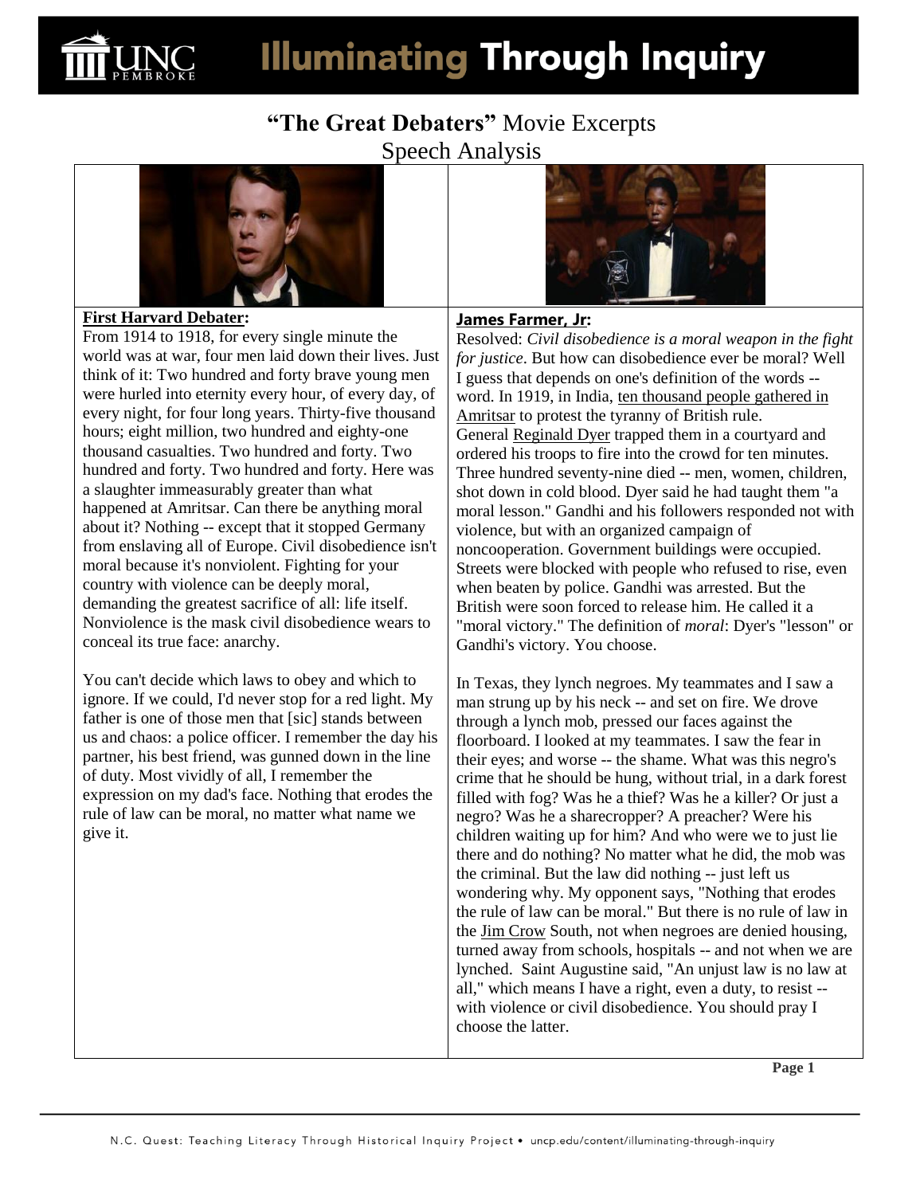# **"The Great Debaters"** Movie Excerpts

## Speech Analysis

**First Harvard Debater:**

From 1914 to 1918, for every single minute the world was at war, four men laid down their lives. Just think of it: Two hundred and forty brave young men were hurled into eternity every hour, of every day, of every night, for four long years. Thirty-five thousand hours; eight million, two hundred and eighty-one thousand casualties. Two hundred and forty. Two hundred and forty. Two hundred and forty. Here was a slaughter immeasurably greater than what happened at Amritsar. Can there be anything moral about it? Nothing -- except that it stopped Germany from enslaving all of Europe. Civil disobedience isn't moral because it's nonviolent. Fighting for your country with violence can be deeply moral, demanding the greatest sacrifice of all: life itself. Nonviolence is the mask civil disobedience wears to conceal its true face: anarchy.

You can't decide which laws to obey and which to ignore. If we could, I'd never stop for a red light. My father is one of those men that [sic] stands between us and chaos: a police officer. I remember the day his partner, his best friend, was gunned down in the line of duty. Most vividly of all, I remember the expression on my dad's face. Nothing that erodes the rule of law can be moral, no matter what name we give it.

**James Farmer, Jr:**

Resolved: *Civil disobedience is a moral weapon in the fight for justice*. But how can disobedience ever be moral? Well I guess that depends on one's definition of the words -- word. In 1919, in India, ten thousand people gathered in Amritsar to protest the tyranny of British rule. General Reginald Dyer trapped them in a courtyard and ordered his troops to fire into the crowd for ten minutes. Three hundred seventy-nine died -- men, women, children, shot down in cold blood. Dyer said he had taught them "a moral lesson." Gandhi and his followers responded not with violence, but with an organized campaign of noncooperation. Government buildings were occupied. Streets were blocked with people who refused to rise, even when beaten by police. Gandhi was arrested. But the British were soon forced to release him. He called it a "moral victory." The definition of *moral*: Dyer's "lesson" or Gandhi's victory. You choose.

In Texas, they lynch negroes. My teammates and I saw a man strung up by his neck -- and set on fire. We drove through a lynch mob, pressed our faces against the floorboard. I looked at my teammates. I saw the fear in their eyes; and worse -- the shame. What was this negro's crime that he should be hung, without trial, in a dark forest filled with fog? Was he a thief? Was he a killer? Or just a negro? Was he a sharecropper? A preacher? Were his children waiting up for him? And who were we to just lie there and do nothing? No matter what he did, the mob was the criminal. But the law did nothing -- just left us wondering why. My opponent says, "Nothing that erodes the rule of law can be moral." But there is no rule of law in the Jim Crow South, not when negroes are denied housing, turned away from schools, hospitals -- and not when we are lynched. Saint Augustine said, "An unjust law is no law at all," which means I have a right, even a duty, to resist -- with violence or civil disobedience. You should pray I choose the latter.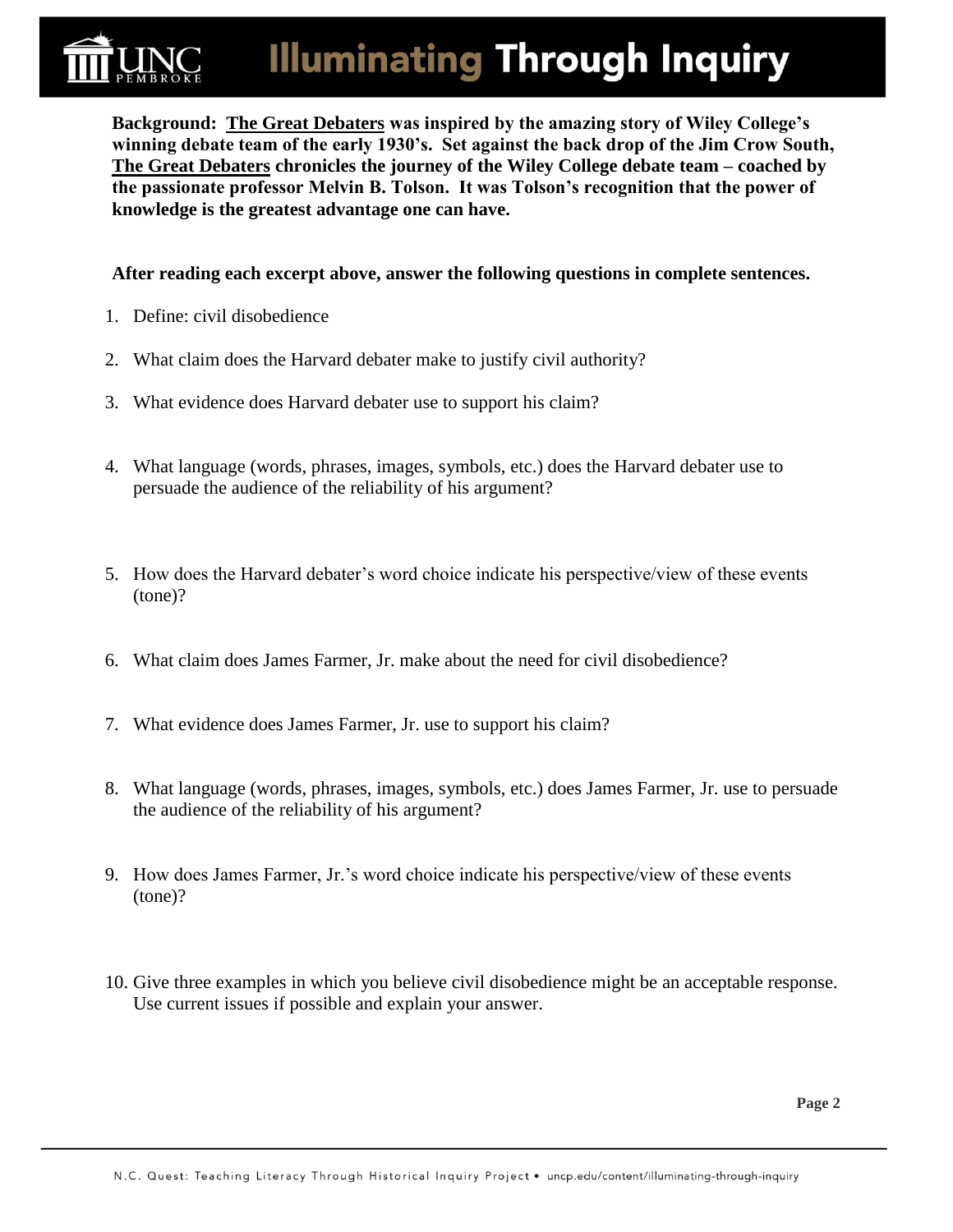**Background: The Great Debaters was inspired by the amazing story of Wiley College's winning debate team of the early 1930's. Set against the back drop of the Jim Crow South, The Great Debaters chronicles the journey of the Wiley College debate team – coached by the passionate professor Melvin B. Tolson. It was Tolson's recognition that the power of knowledge is the greatest advantage one can have.**

**After reading each excerpt above, answer the following questions in complete sentences.**

1. Define: civil disobedience
2. What claim does the Harvard debater make to justify civil authority?
3. What evidence does Harvard debater use to support his claim?
4. What language (words, phrases, images, symbols, etc.) does the Harvard debater use to persuade the audience of the reliability of his argument?
5. How does the Harvard debater's word choice indicate his perspective/view of these events (tone)?
6. What claim does James Farmer, Jr. make about the need for civil disobedience?
7. What evidence does James Farmer, Jr. use to support his claim?
8. What language (words, phrases, images, symbols, etc.) does James Farmer, Jr. use to persuade the audience of the reliability of his argument?
9. How does James Farmer, Jr.'s word choice indicate his perspective/view of these events (tone)?
10. Give three examples in which you believe civil disobedience might be an acceptable response. Use current issues if possible and explain your answer.